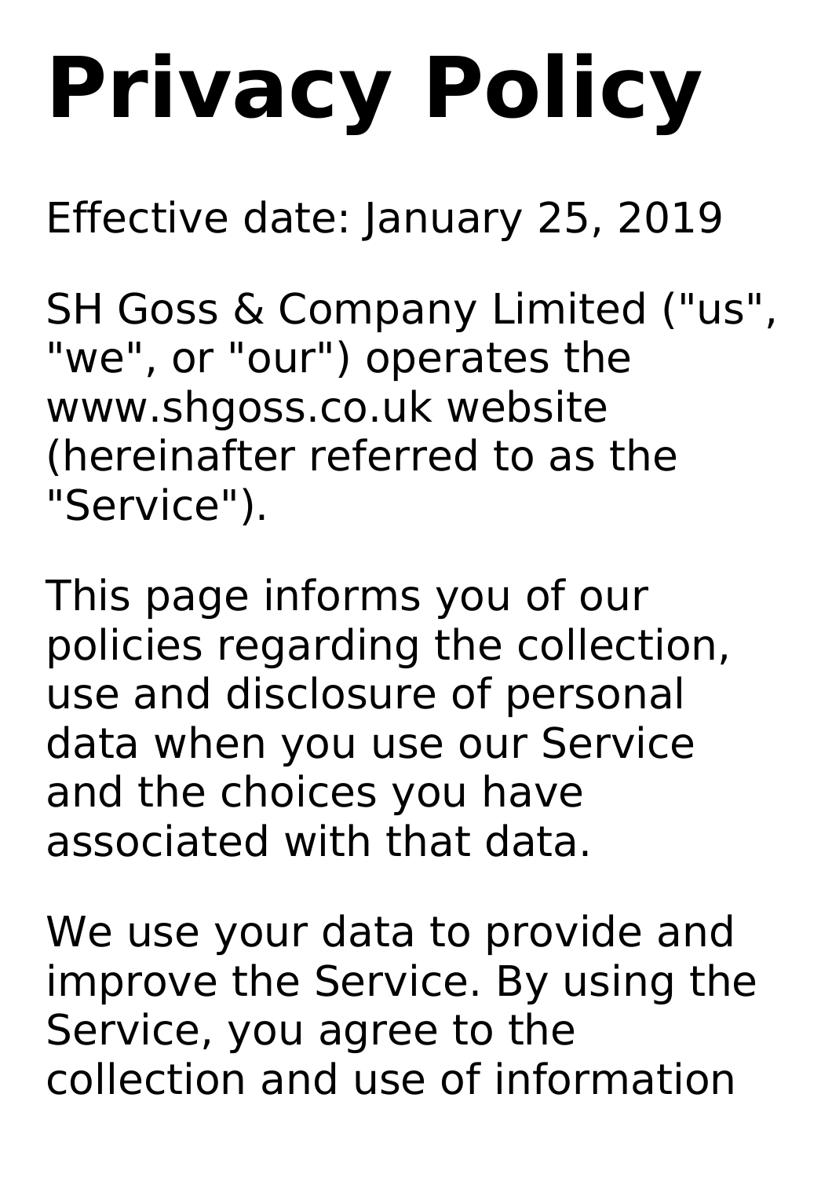# Privacy Policy

Effective date: January 25, 2019

SH Goss & Company Limited ("us", "we", or "our") operates the www.shgoss.co.uk website (hereinafter referred to as the "Service").

This page informs you of our policies regarding the collection, use and disclosure of personal data when you use our Service and the choices you have associated with that data.

We use your data to provide and improve the Service. By using the Service, you agree to the collection and use of information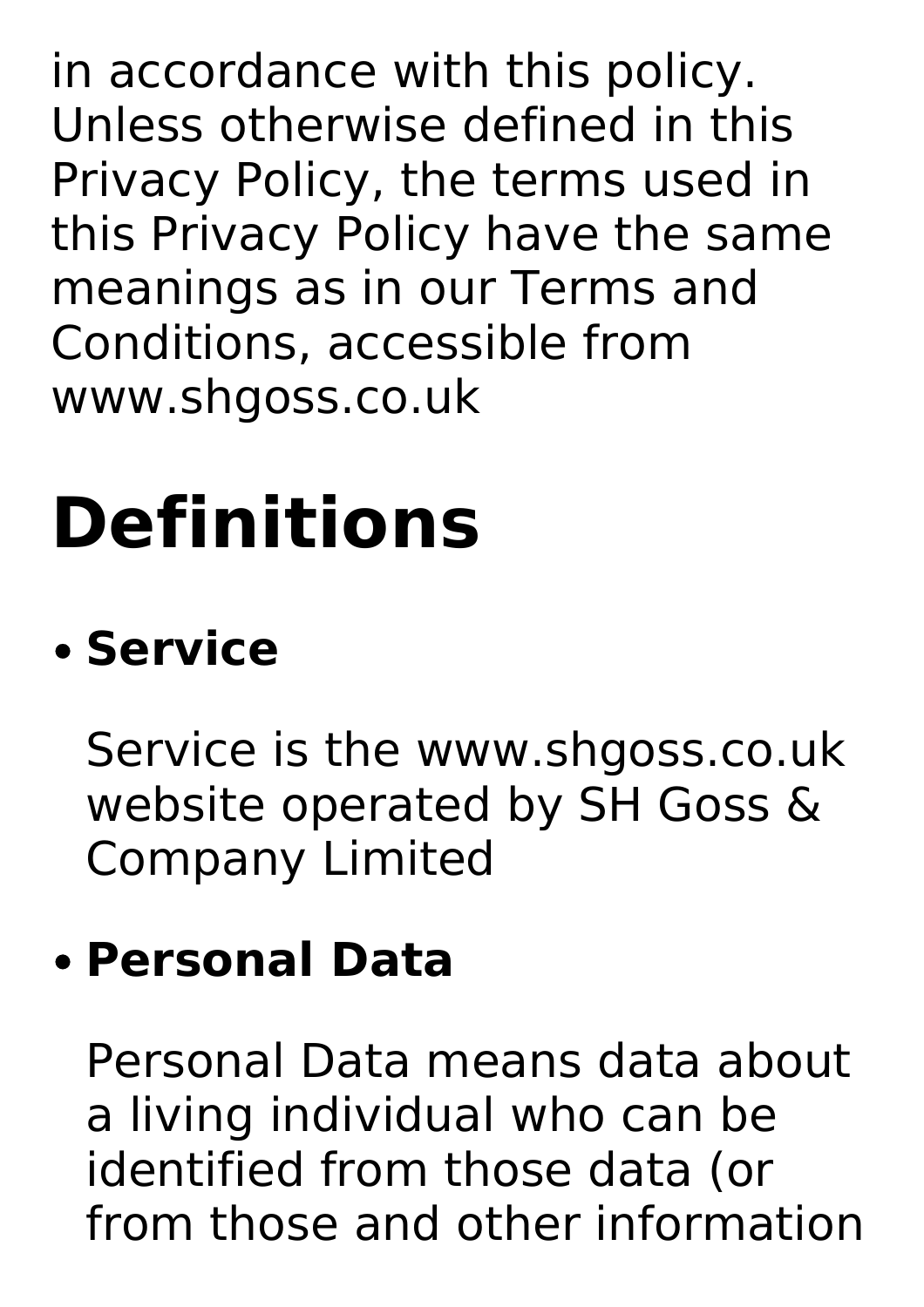in accordance with this policy. Unless otherwise defined in this Privacy Policy, the terms used in this Privacy Policy have the same meanings as in our Terms and Conditions, accessible from www.shgoss.co.uk

# Definitions

- **Service**

  Service is the www.shgoss.co.uk website operated by SH Goss & Company Limited

- **Personal Data**

  Personal Data means data about a living individual who can be identified from those data (or from those and other information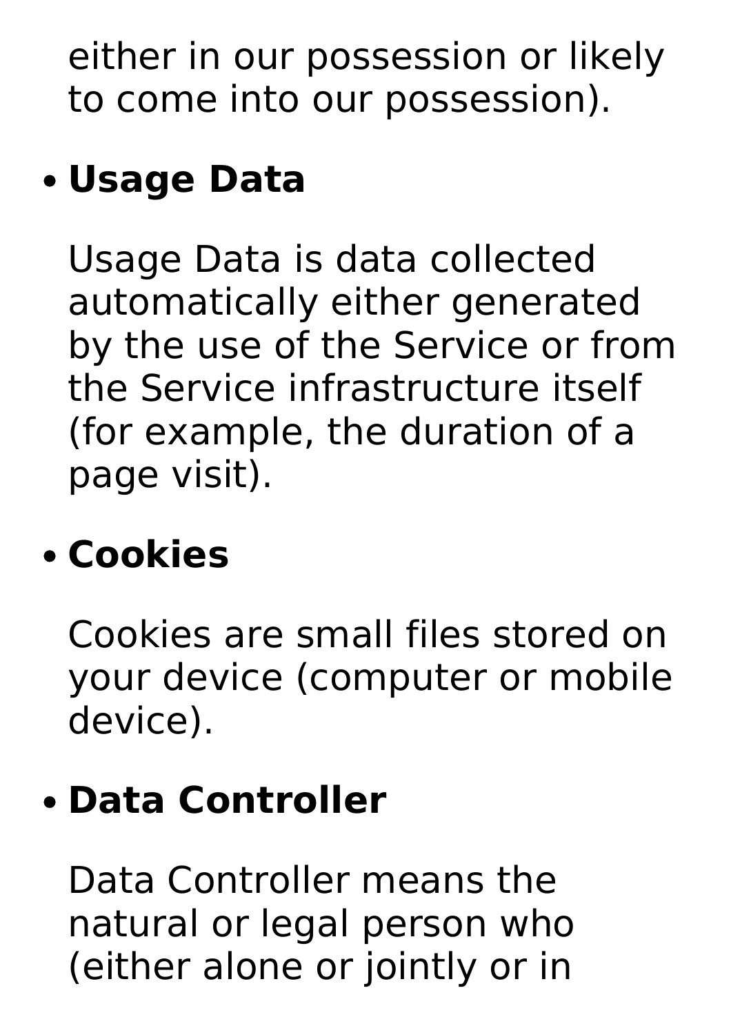either in our possession or likely to come into our possession).

- **Usage Data**

  Usage Data is data collected automatically either generated by the use of the Service or from the Service infrastructure itself (for example, the duration of a page visit).

- **Cookies**

  Cookies are small files stored on your device (computer or mobile device).

- **Data Controller**

  Data Controller means the natural or legal person who (either alone or jointly or in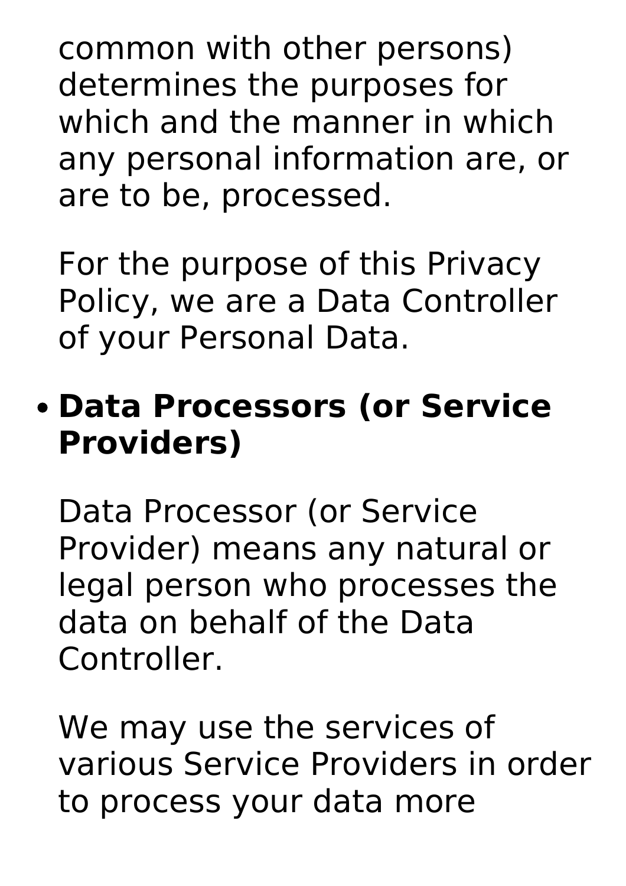common with other persons) determines the purposes for which and the manner in which any personal information are, or are to be, processed.

For the purpose of this Privacy Policy, we are a Data Controller of your Personal Data.

- **Data Processors (or Service Providers)**

  Data Processor (or Service Provider) means any natural or legal person who processes the data on behalf of the Data Controller.

  We may use the services of various Service Providers in order to process your data more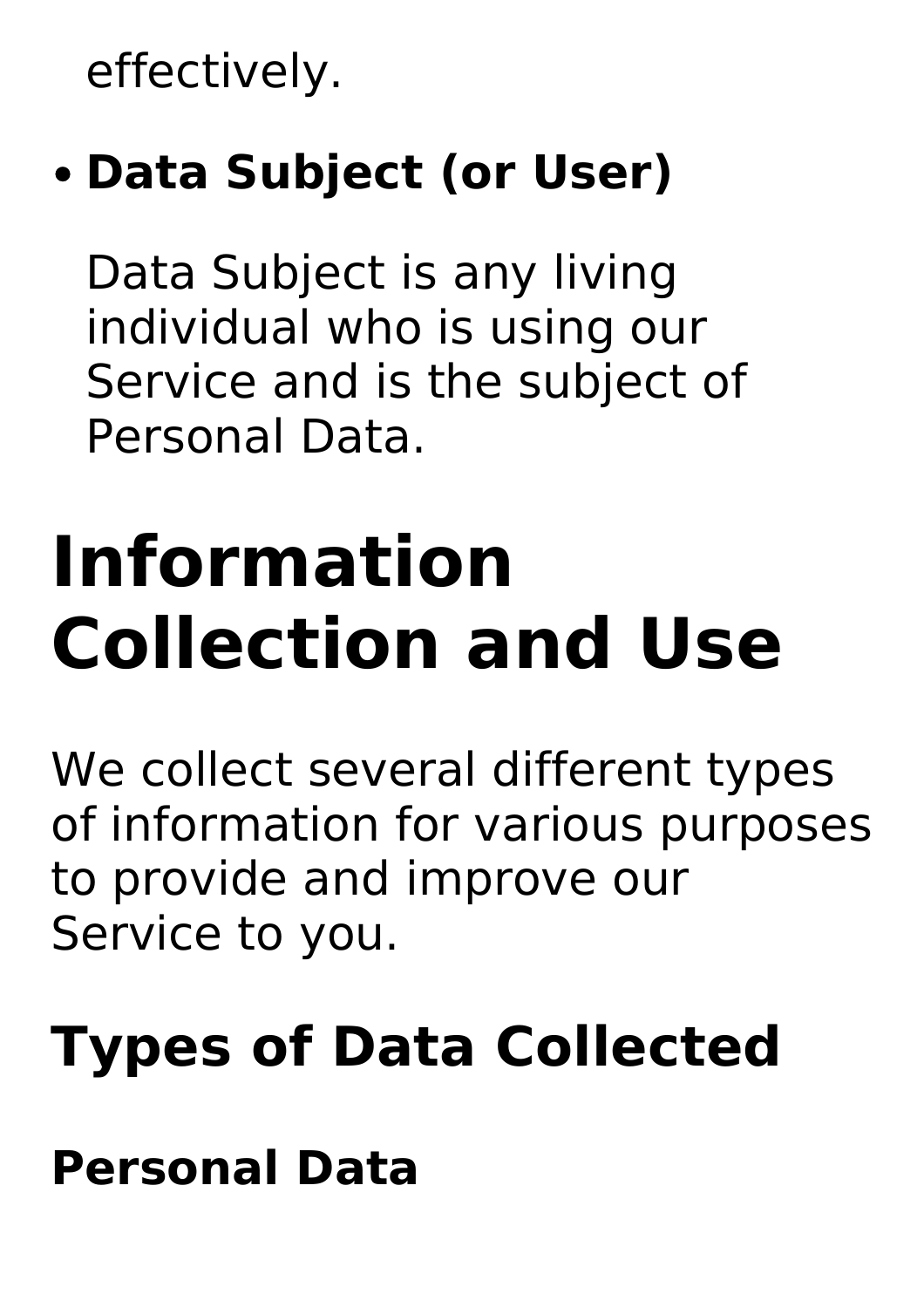effectively.

- **Data Subject (or User)**

  Data Subject is any living individual who is using our Service and is the subject of Personal Data.

# Information Collection and Use

We collect several different types of information for various purposes to provide and improve our Service to you.

## Types of Data Collected

### Personal Data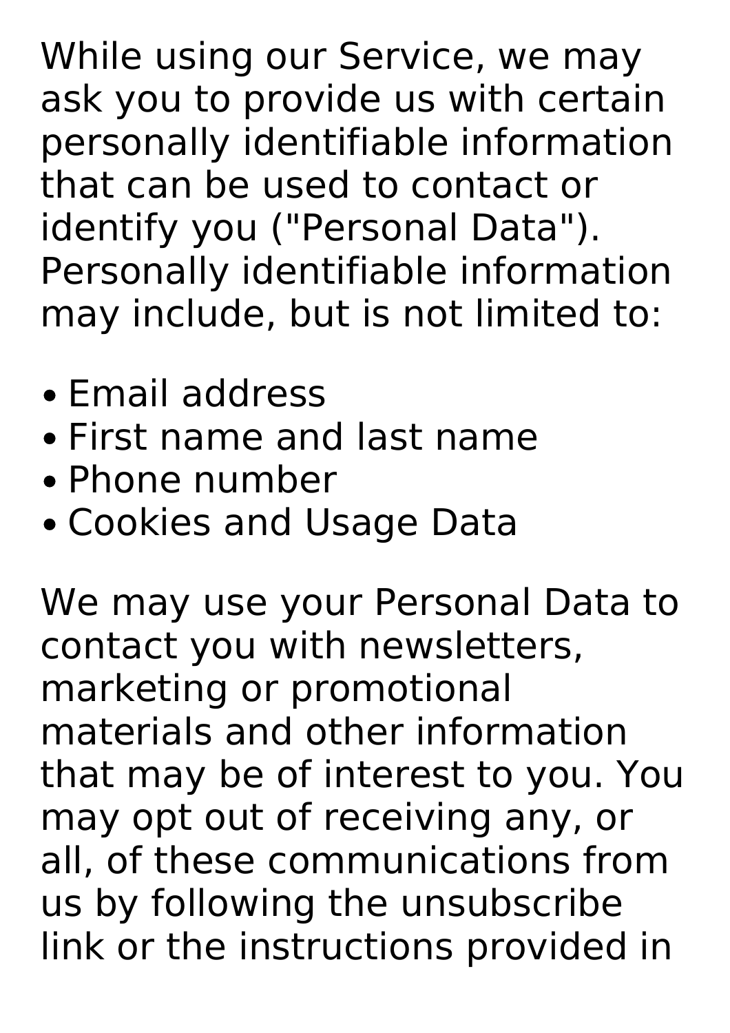While using our Service, we may ask you to provide us with certain personally identifiable information that can be used to contact or identify you ("Personal Data"). Personally identifiable information may include, but is not limited to:

- Email address
- First name and last name
- Phone number
- Cookies and Usage Data

We may use your Personal Data to contact you with newsletters, marketing or promotional materials and other information that may be of interest to you. You may opt out of receiving any, or all, of these communications from us by following the unsubscribe link or the instructions provided in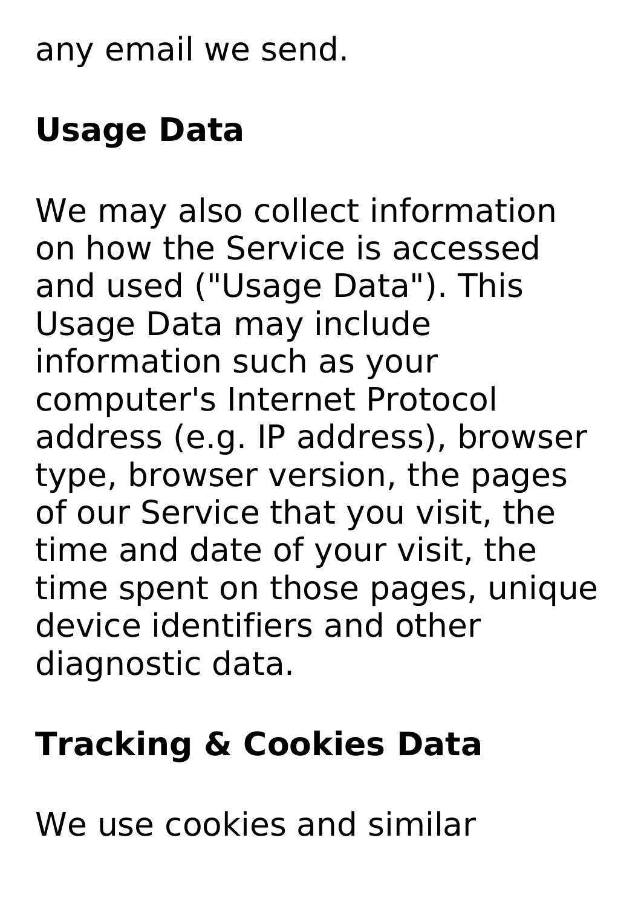any email we send.

### Usage Data

We may also collect information on how the Service is accessed and used ("Usage Data"). This Usage Data may include information such as your computer's Internet Protocol address (e.g. IP address), browser type, browser version, the pages of our Service that you visit, the time and date of your visit, the time spent on those pages, unique device identifiers and other diagnostic data.

### Tracking & Cookies Data

We use cookies and similar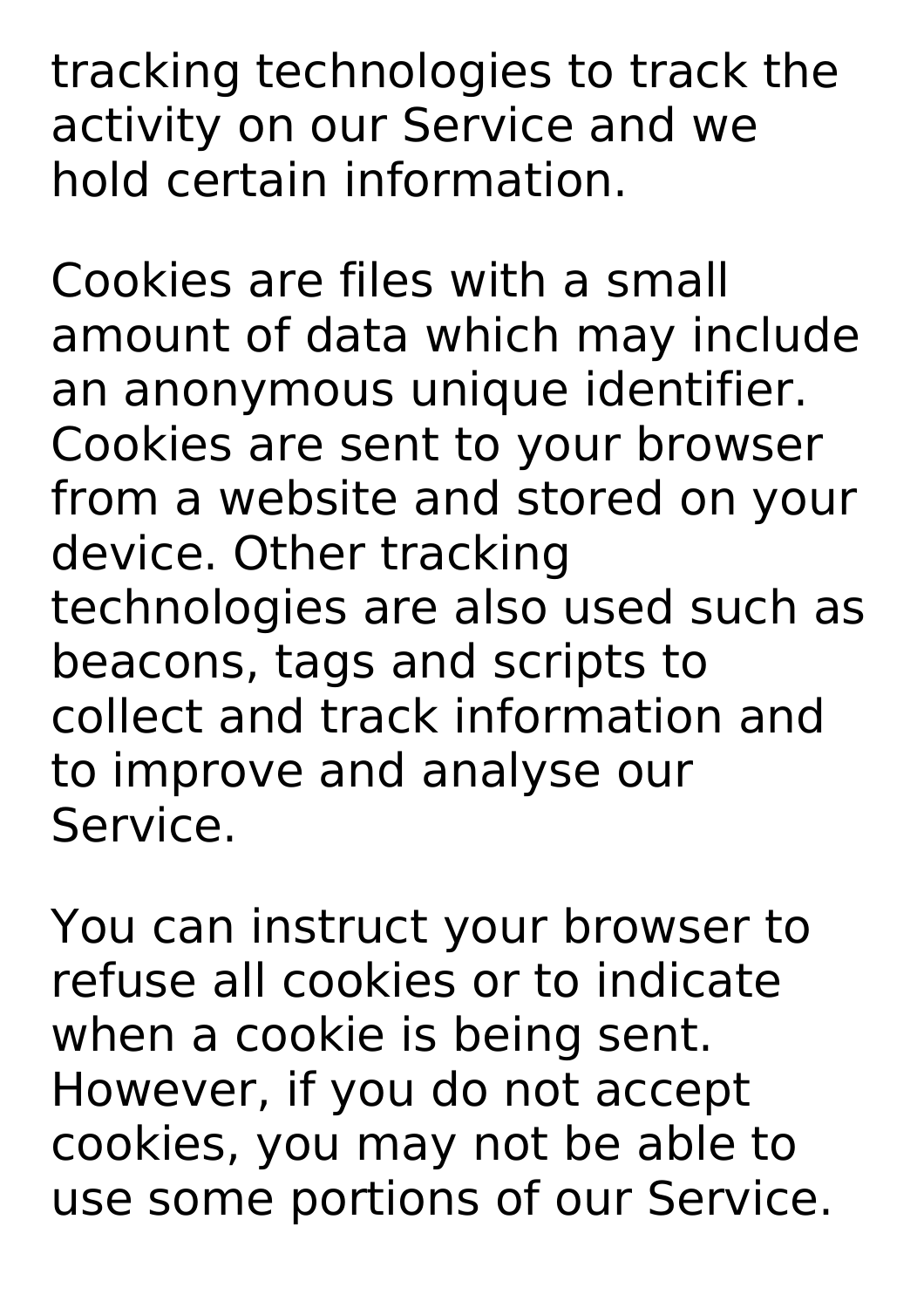tracking technologies to track the activity on our Service and we hold certain information.

Cookies are files with a small amount of data which may include an anonymous unique identifier. Cookies are sent to your browser from a website and stored on your device. Other tracking technologies are also used such as beacons, tags and scripts to collect and track information and to improve and analyse our Service.

You can instruct your browser to refuse all cookies or to indicate when a cookie is being sent. However, if you do not accept cookies, you may not be able to use some portions of our Service.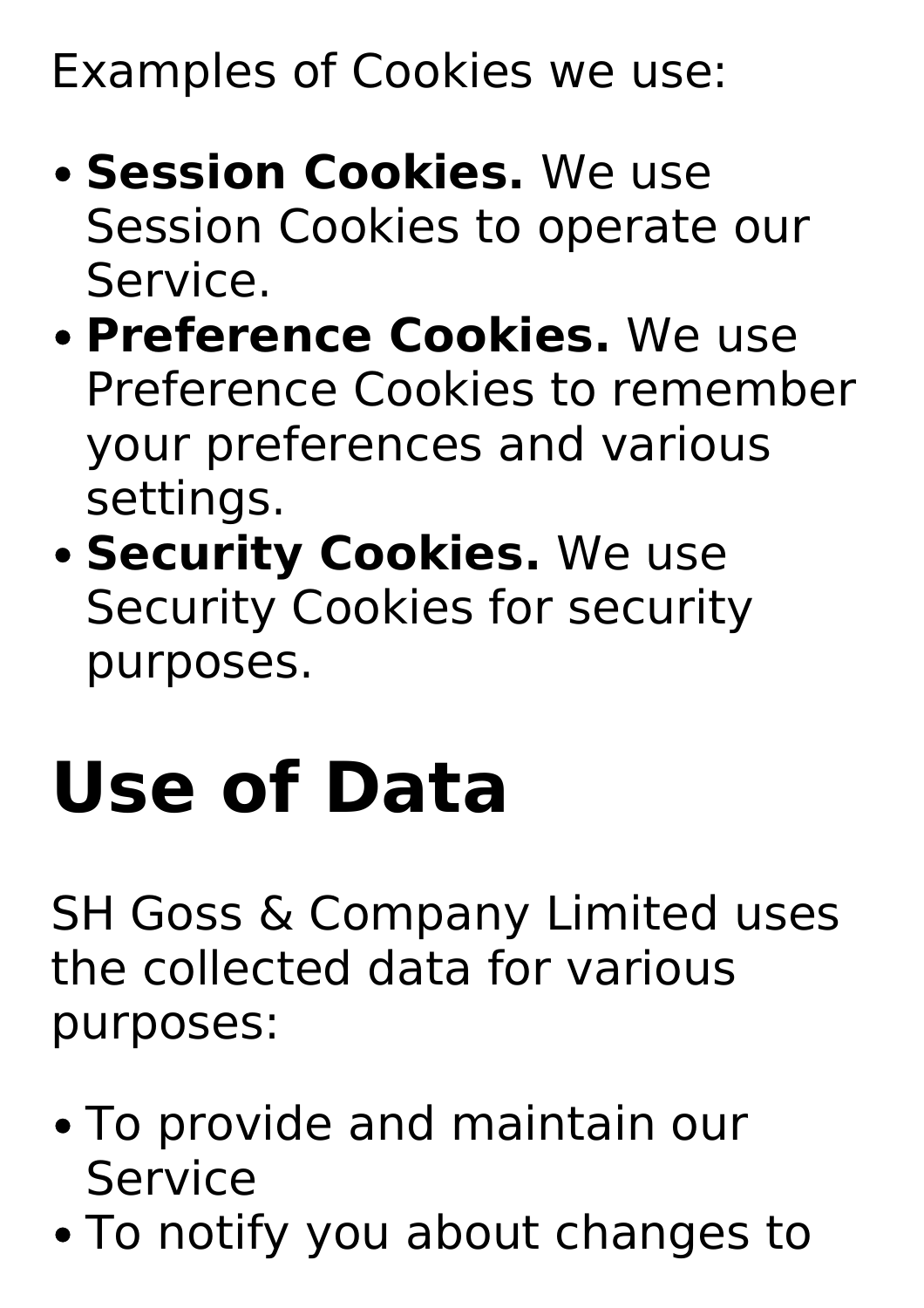Examples of Cookies we use:

- **Session Cookies.** We use Session Cookies to operate our Service.
- **Preference Cookies.** We use Preference Cookies to remember your preferences and various settings.
- **Security Cookies.** We use Security Cookies for security purposes.

# Use of Data

SH Goss & Company Limited uses the collected data for various purposes:

- To provide and maintain our Service
- To notify you about changes to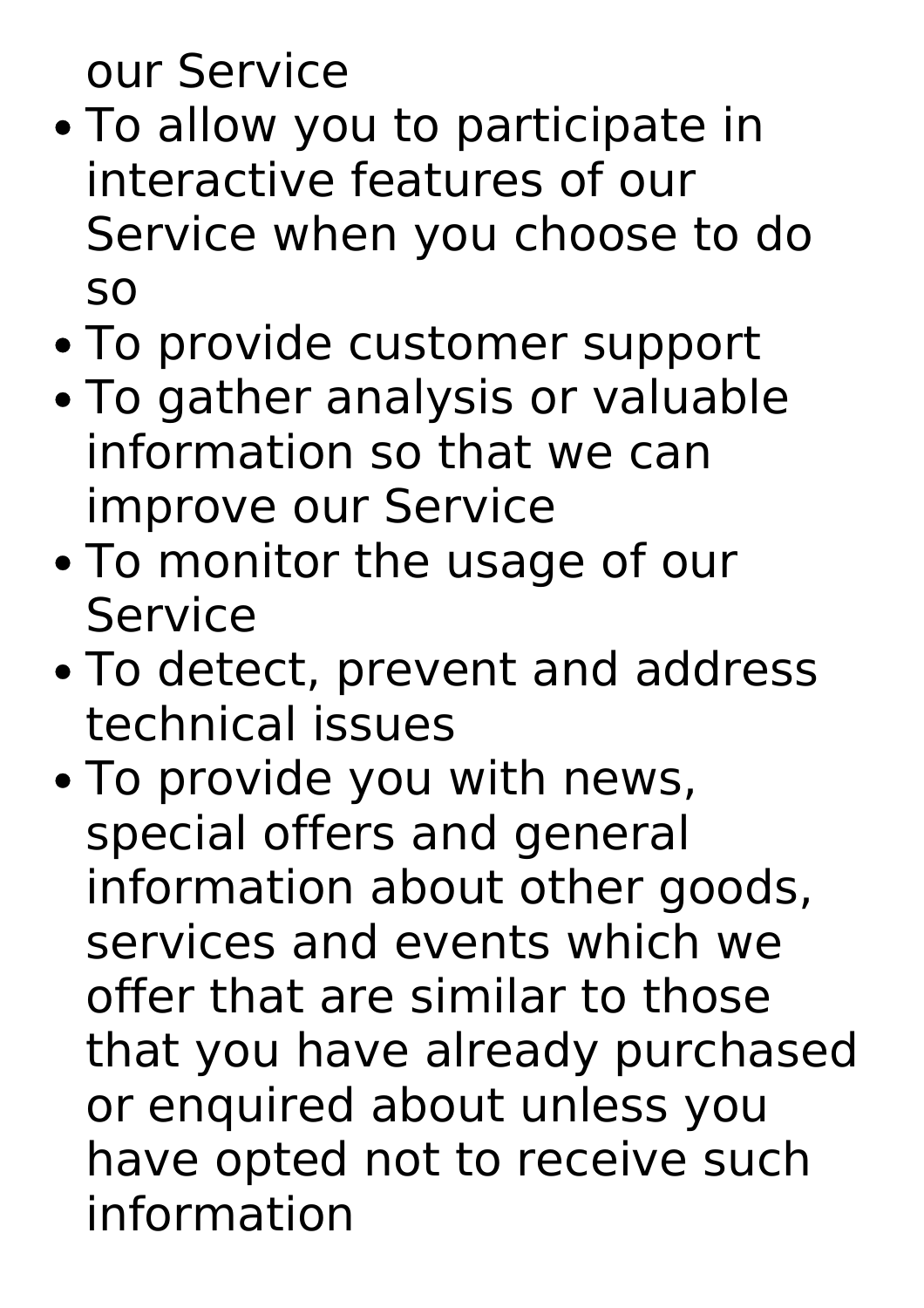our Service

- To allow you to participate in interactive features of our Service when you choose to do so
- To provide customer support
- To gather analysis or valuable information so that we can improve our Service
- To monitor the usage of our Service
- To detect, prevent and address technical issues
- To provide you with news, special offers and general information about other goods, services and events which we offer that are similar to those that you have already purchased or enquired about unless you have opted not to receive such information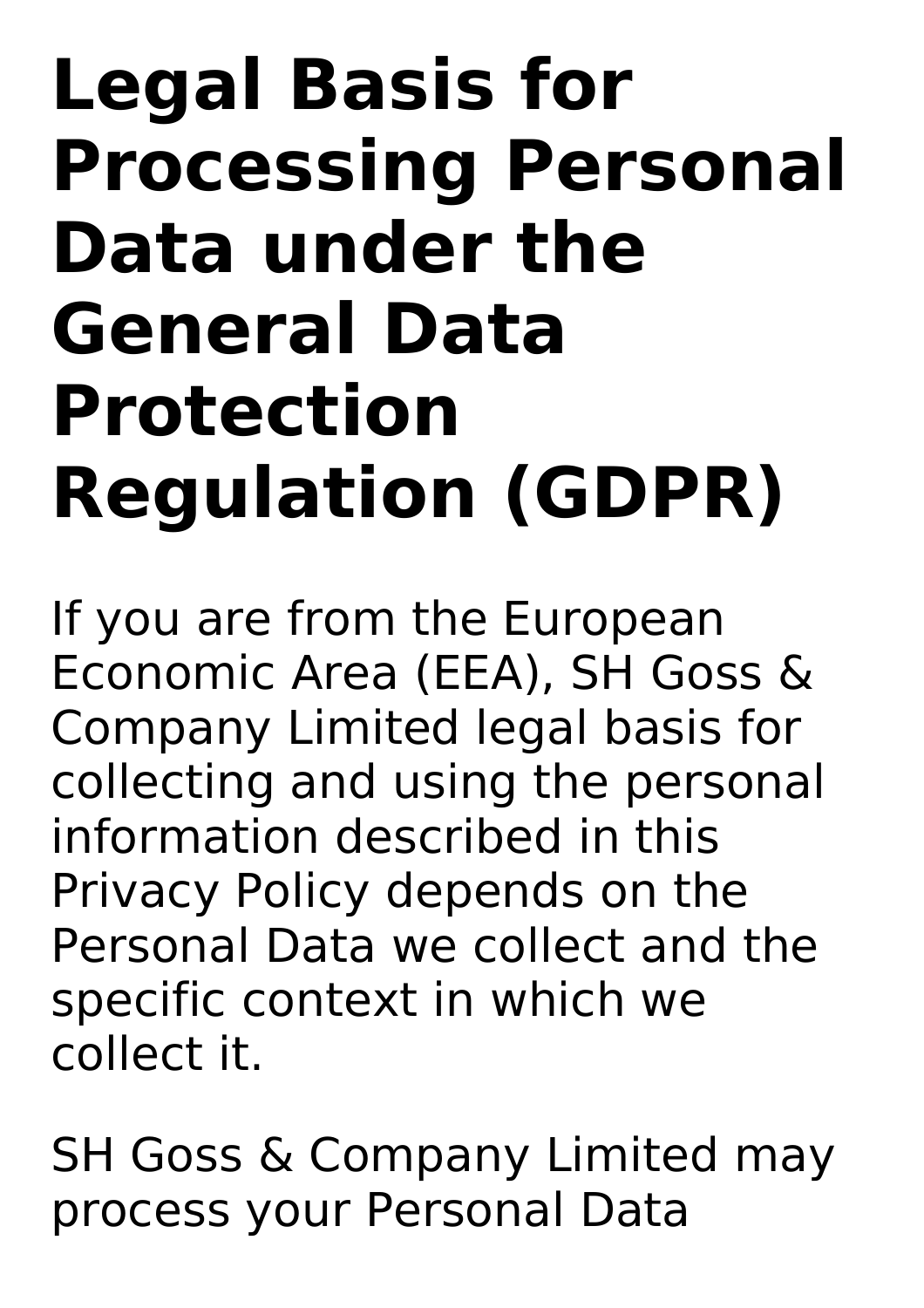# Legal Basis for Processing Personal Data under the General Data Protection Regulation (GDPR)

If you are from the European Economic Area (EEA), SH Goss & Company Limited legal basis for collecting and using the personal information described in this Privacy Policy depends on the Personal Data we collect and the specific context in which we collect it.

SH Goss & Company Limited may process your Personal Data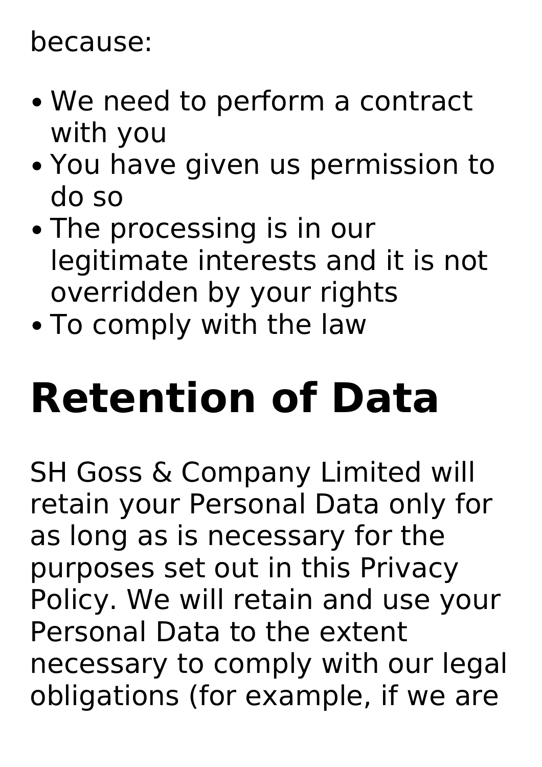because:

- We need to perform a contract with you
- You have given us permission to do so
- The processing is in our legitimate interests and it is not overridden by your rights
- To comply with the law

# Retention of Data

SH Goss & Company Limited will retain your Personal Data only for as long as is necessary for the purposes set out in this Privacy Policy. We will retain and use your Personal Data to the extent necessary to comply with our legal obligations (for example, if we are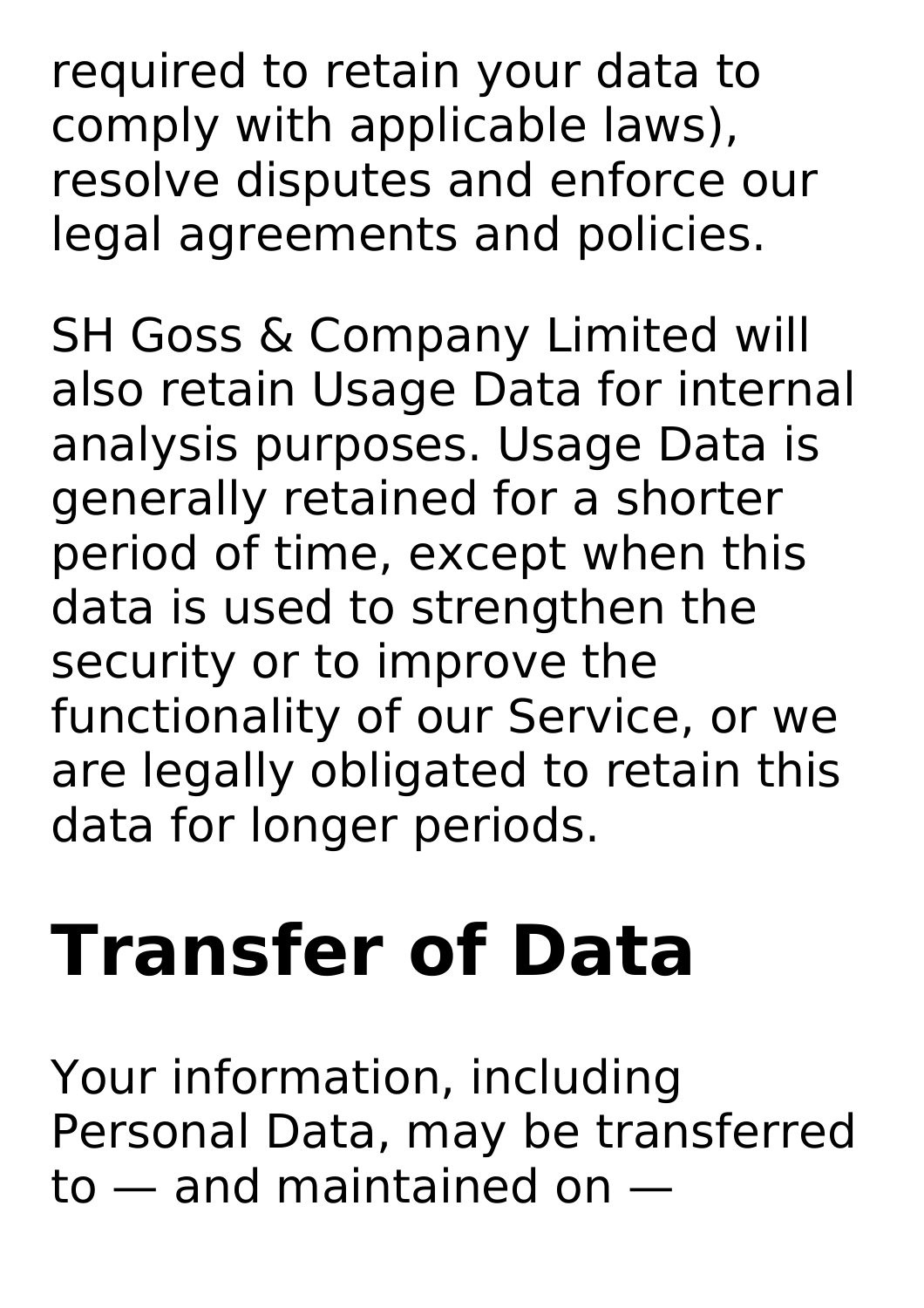required to retain your data to comply with applicable laws), resolve disputes and enforce our legal agreements and policies.

SH Goss & Company Limited will also retain Usage Data for internal analysis purposes. Usage Data is generally retained for a shorter period of time, except when this data is used to strengthen the security or to improve the functionality of our Service, or we are legally obligated to retain this data for longer periods.

# Transfer of Data

Your information, including Personal Data, may be transferred to — and maintained on —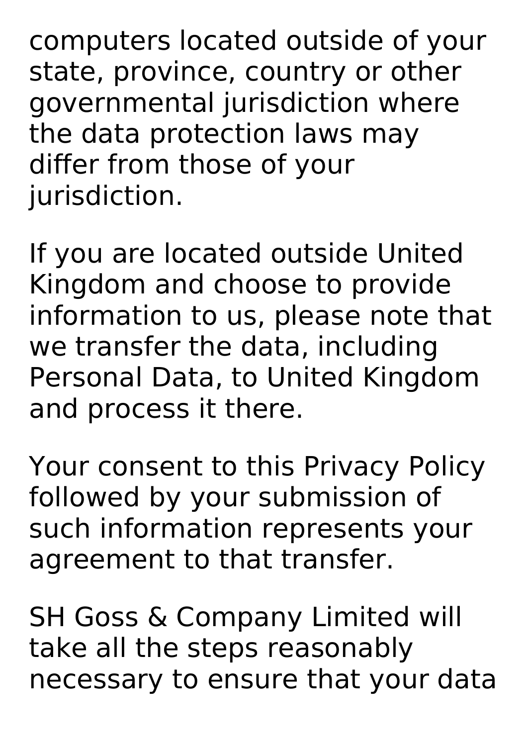computers located outside of your state, province, country or other governmental jurisdiction where the data protection laws may differ from those of your jurisdiction.

If you are located outside United Kingdom and choose to provide information to us, please note that we transfer the data, including Personal Data, to United Kingdom and process it there.

Your consent to this Privacy Policy followed by your submission of such information represents your agreement to that transfer.

SH Goss & Company Limited will take all the steps reasonably necessary to ensure that your data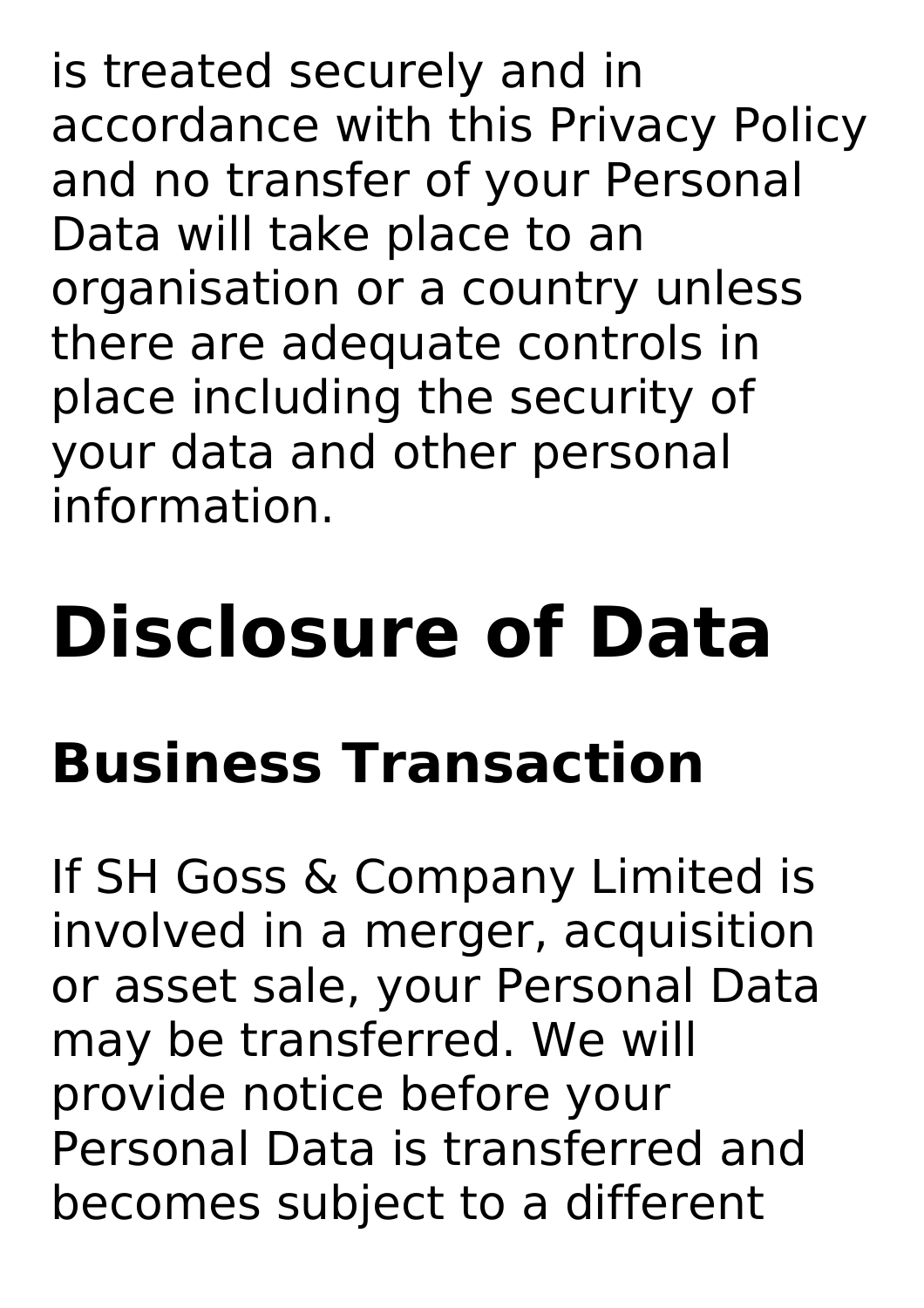is treated securely and in accordance with this Privacy Policy and no transfer of your Personal Data will take place to an organisation or a country unless there are adequate controls in place including the security of your data and other personal information.

# Disclosure of Data

## Business Transaction

If SH Goss & Company Limited is involved in a merger, acquisition or asset sale, your Personal Data may be transferred. We will provide notice before your Personal Data is transferred and becomes subject to a different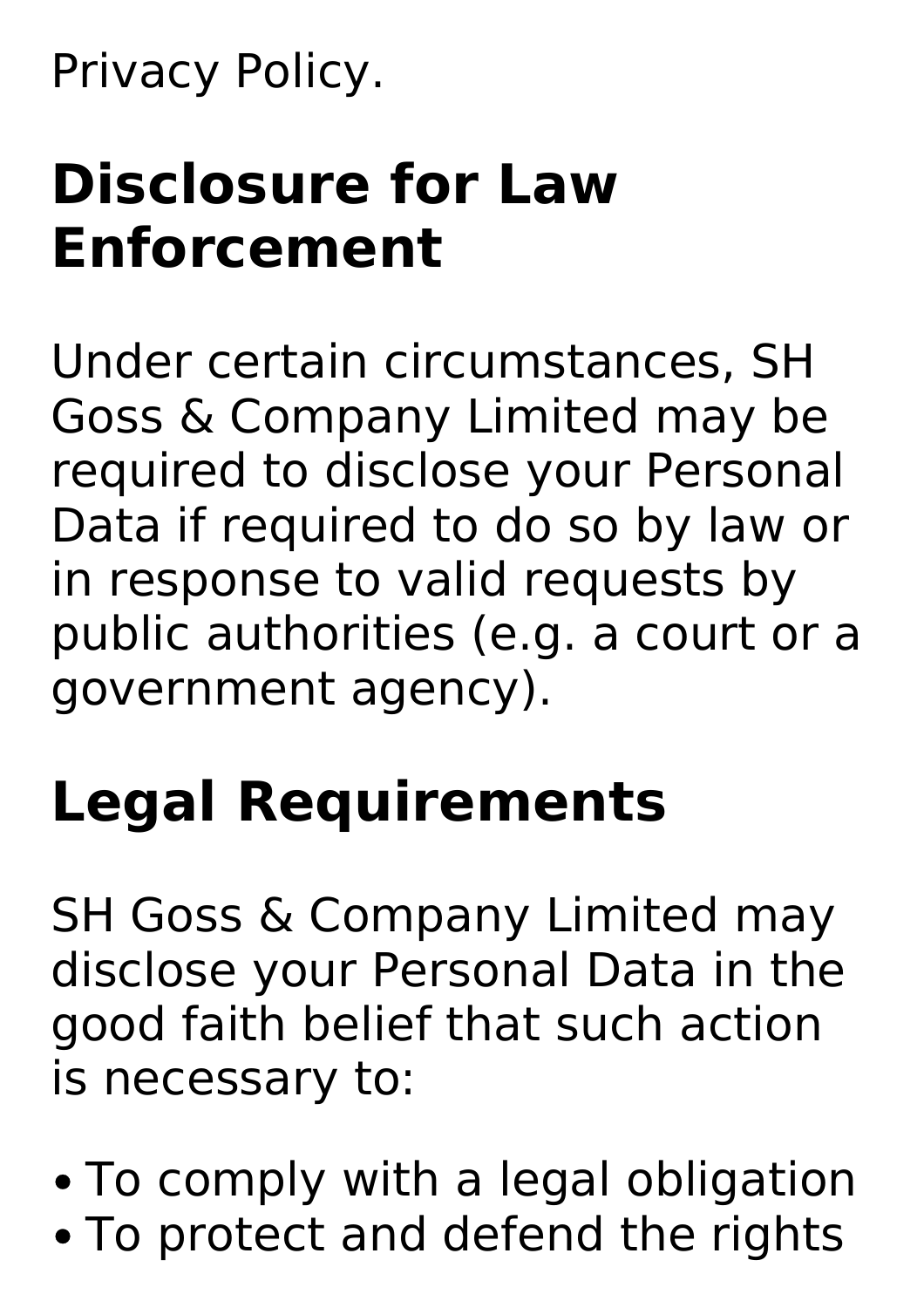Privacy Policy.

## Disclosure for Law Enforcement

Under certain circumstances, SH Goss & Company Limited may be required to disclose your Personal Data if required to do so by law or in response to valid requests by public authorities (e.g. a court or a government agency).

## Legal Requirements

SH Goss & Company Limited may disclose your Personal Data in the good faith belief that such action is necessary to:

- To comply with a legal obligation
- To protect and defend the rights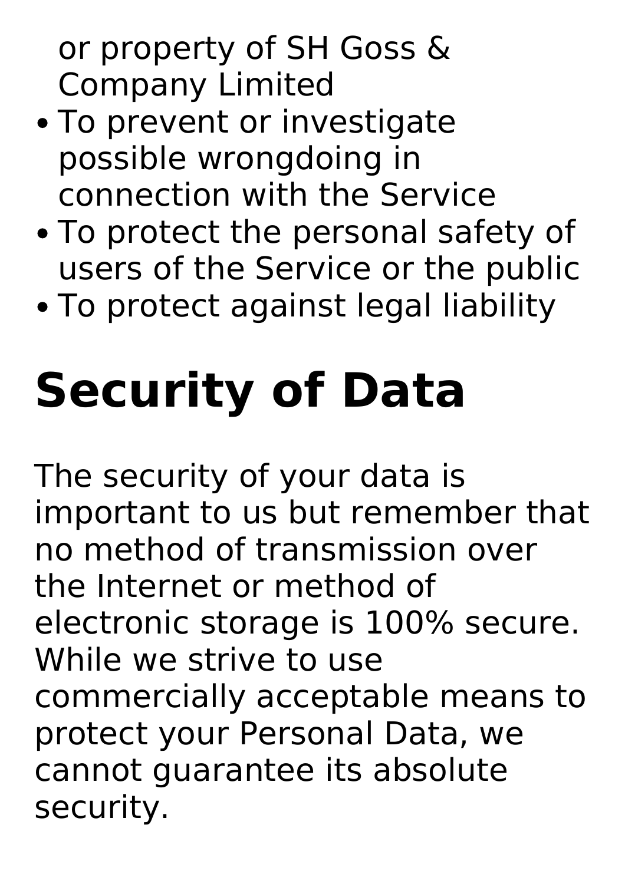or property of SH Goss & Company Limited

- To prevent or investigate possible wrongdoing in connection with the Service
- To protect the personal safety of users of the Service or the public
- To protect against legal liability

# Security of Data

The security of your data is important to us but remember that no method of transmission over the Internet or method of electronic storage is 100% secure. While we strive to use commercially acceptable means to protect your Personal Data, we cannot guarantee its absolute security.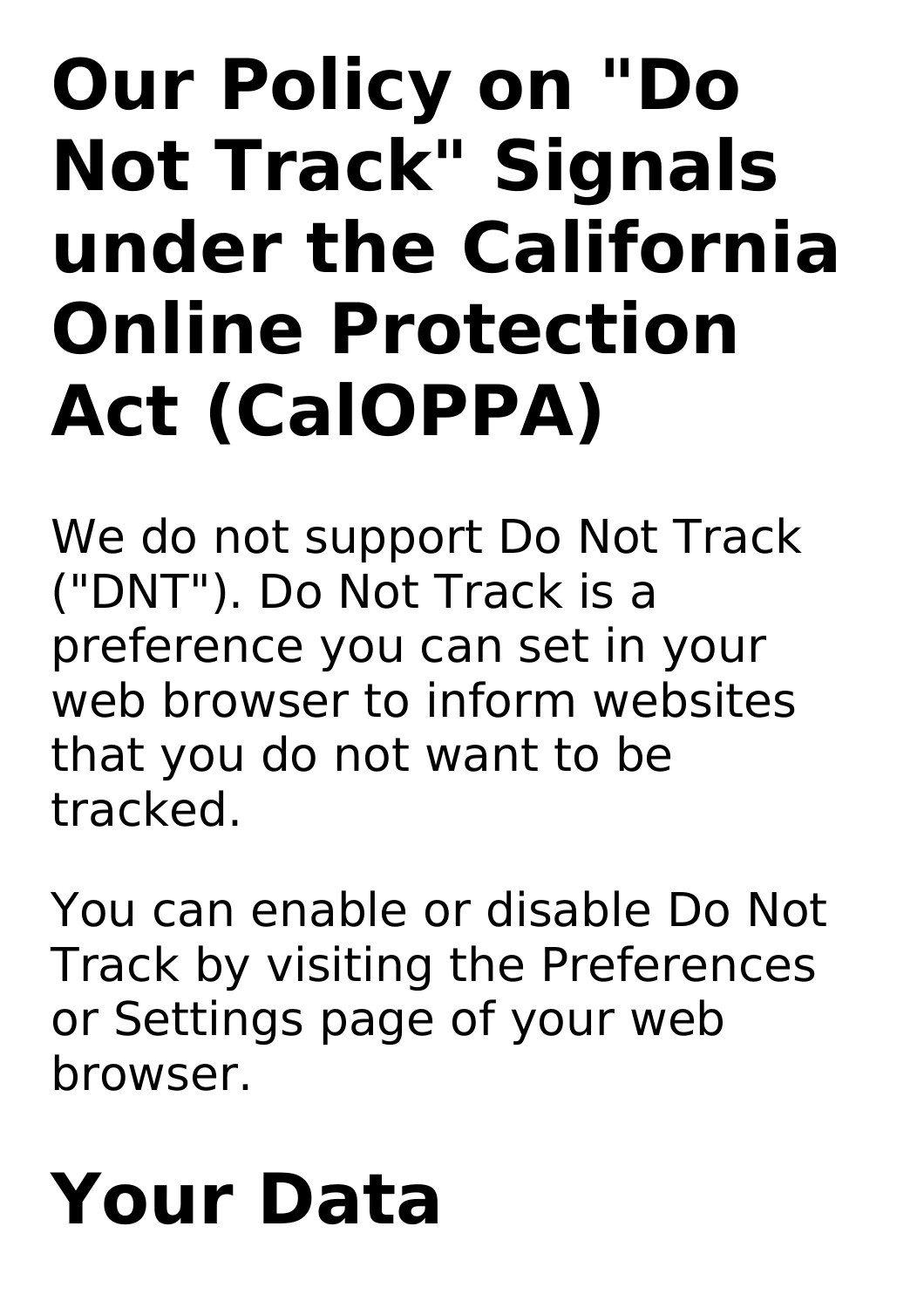# Our Policy on "Do Not Track" Signals under the California Online Protection Act (CalOPPA)

We do not support Do Not Track ("DNT"). Do Not Track is a preference you can set in your web browser to inform websites that you do not want to be tracked.

You can enable or disable Do Not Track by visiting the Preferences or Settings page of your web browser.

# Your Data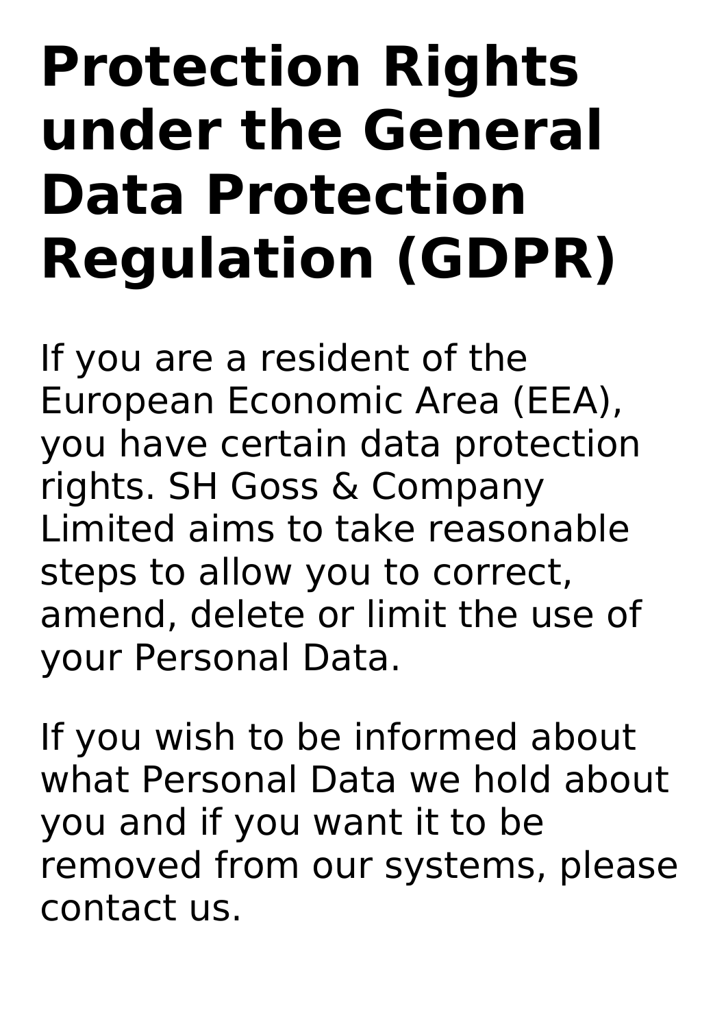# Protection Rights under the General Data Protection Regulation (GDPR)

If you are a resident of the European Economic Area (EEA), you have certain data protection rights. SH Goss & Company Limited aims to take reasonable steps to allow you to correct, amend, delete or limit the use of your Personal Data.

If you wish to be informed about what Personal Data we hold about you and if you want it to be removed from our systems, please contact us.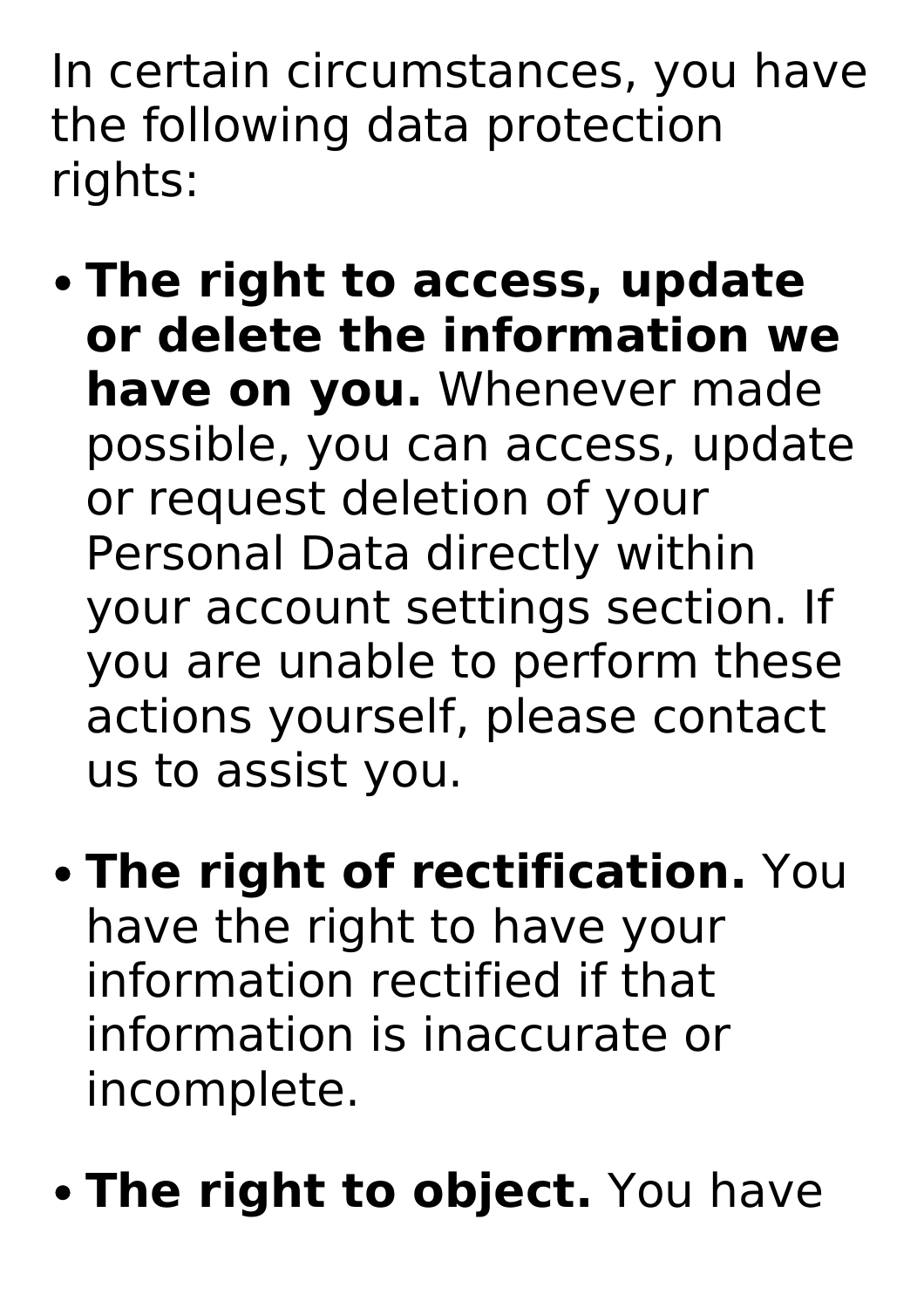In certain circumstances, you have the following data protection rights:

- **The right to access, update or delete the information we have on you.** Whenever made possible, you can access, update or request deletion of your Personal Data directly within your account settings section. If you are unable to perform these actions yourself, please contact us to assist you.

- **The right of rectification.** You have the right to have your information rectified if that information is inaccurate or incomplete.

- **The right to object.** You have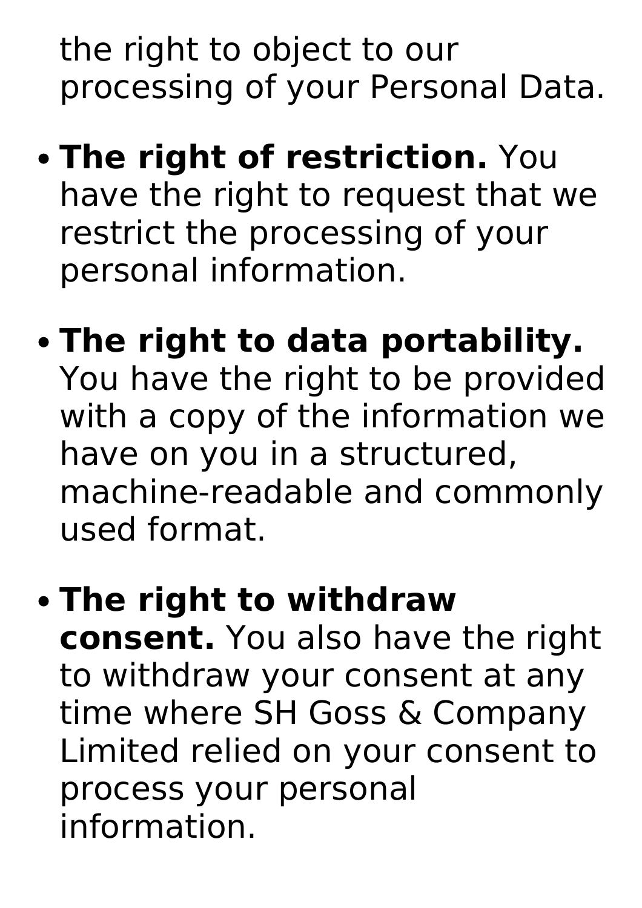the right to object to our processing of your Personal Data.

- **The right of restriction.** You have the right to request that we restrict the processing of your personal information.
- **The right to data portability.** You have the right to be provided with a copy of the information we have on you in a structured, machine-readable and commonly used format.
- **The right to withdraw consent.** You also have the right to withdraw your consent at any time where SH Goss & Company Limited relied on your consent to process your personal information.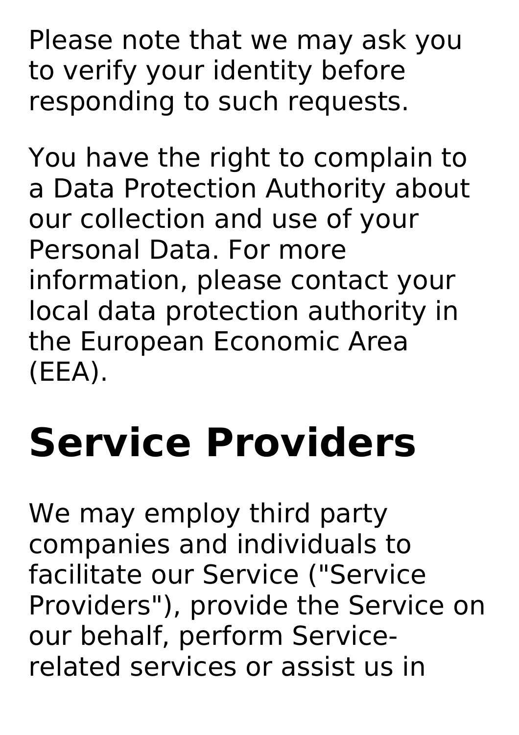Please note that we may ask you to verify your identity before responding to such requests.

You have the right to complain to a Data Protection Authority about our collection and use of your Personal Data. For more information, please contact your local data protection authority in the European Economic Area (EEA).

# Service Providers

We may employ third party companies and individuals to facilitate our Service ("Service Providers"), provide the Service on our behalf, perform Service-related services or assist us in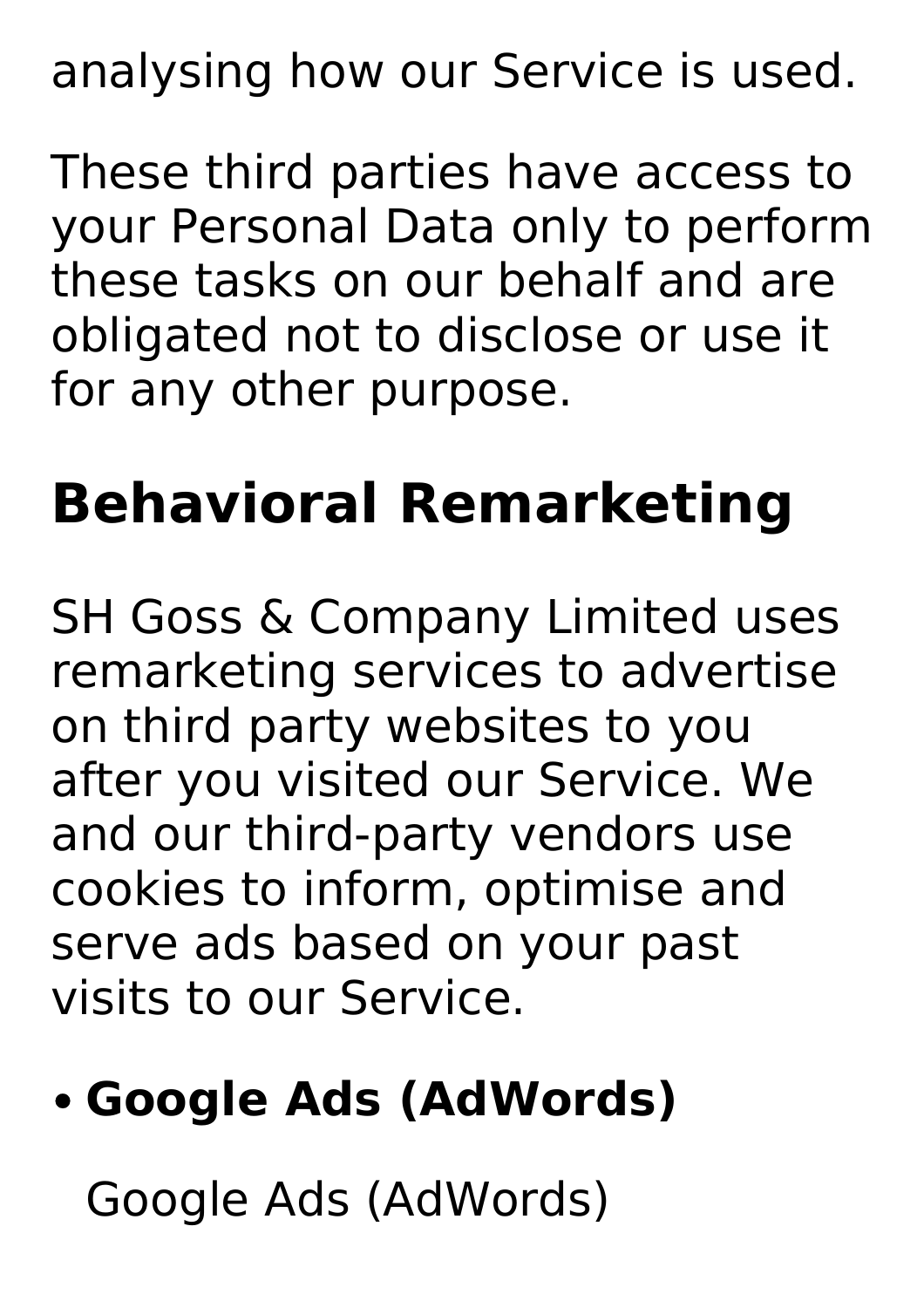analysing how our Service is used.

These third parties have access to your Personal Data only to perform these tasks on our behalf and are obligated not to disclose or use it for any other purpose.

## Behavioral Remarketing

SH Goss & Company Limited uses remarketing services to advertise on third party websites to you after you visited our Service. We and our third-party vendors use cookies to inform, optimise and serve ads based on your past visits to our Service.

- **Google Ads (AdWords)**

  Google Ads (AdWords)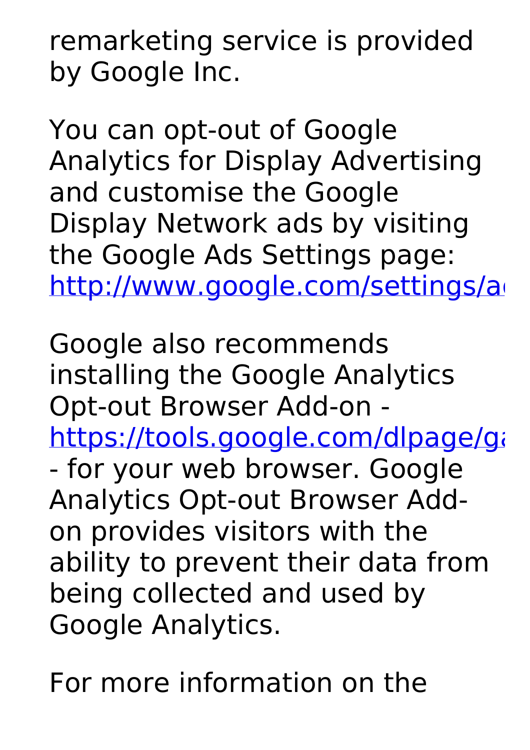remarketing service is provided by Google Inc.

You can opt-out of Google Analytics for Display Advertising and customise the Google Display Network ads by visiting the Google Ads Settings page: [http://www.google.com/settings/a](http://www.google.com/settings/a)

Google also recommends installing the Google Analytics Opt-out Browser Add-on - [https://tools.google.com/dlpage/ga](https://tools.google.com/dlpage/ga) - for your web browser. Google Analytics Opt-out Browser Add-on provides visitors with the ability to prevent their data from being collected and used by Google Analytics.

For more information on the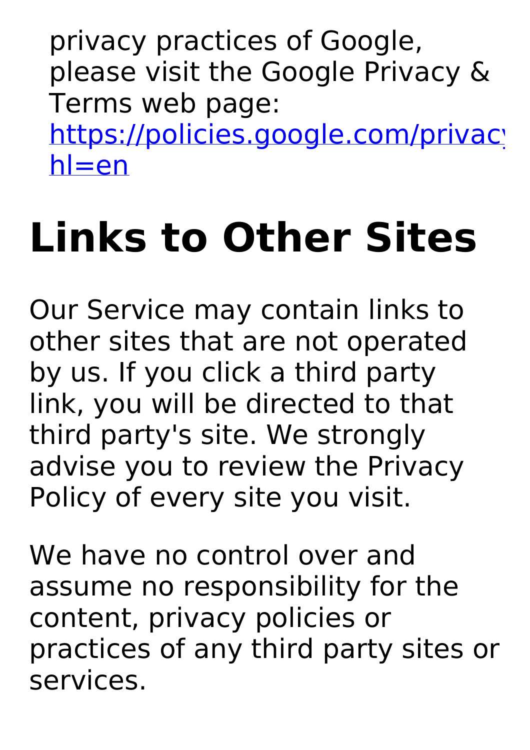privacy practices of Google, please visit the Google Privacy & Terms web page: [https://policies.google.com/privacy?hl=en](https://policies.google.com/privacy?hl=en)

# Links to Other Sites

Our Service may contain links to other sites that are not operated by us. If you click a third party link, you will be directed to that third party's site. We strongly advise you to review the Privacy Policy of every site you visit.

We have no control over and assume no responsibility for the content, privacy policies or practices of any third party sites or services.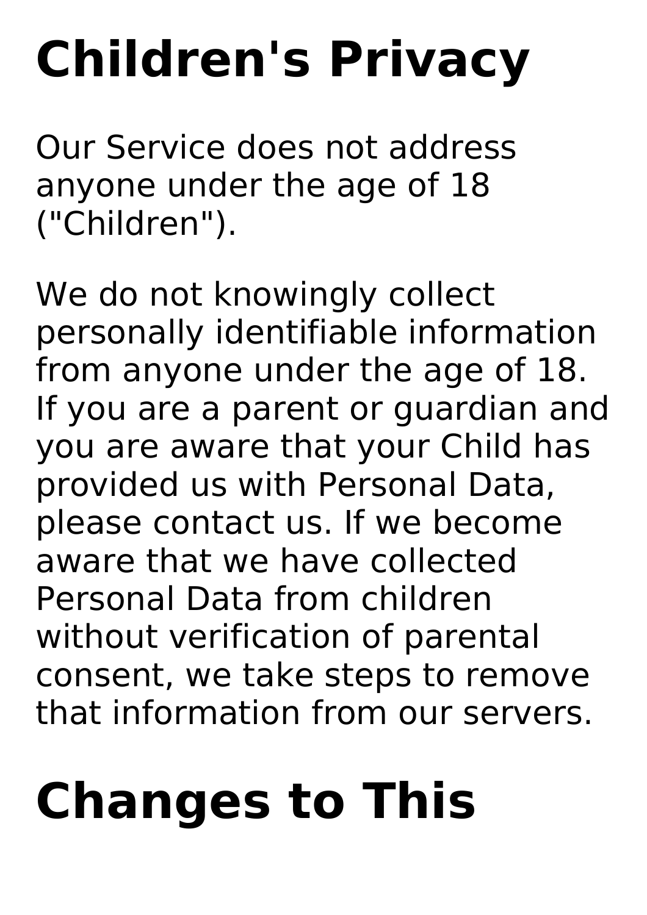# Children's Privacy

Our Service does not address anyone under the age of 18 ("Children").

We do not knowingly collect personally identifiable information from anyone under the age of 18. If you are a parent or guardian and you are aware that your Child has provided us with Personal Data, please contact us. If we become aware that we have collected Personal Data from children without verification of parental consent, we take steps to remove that information from our servers.

# Changes to This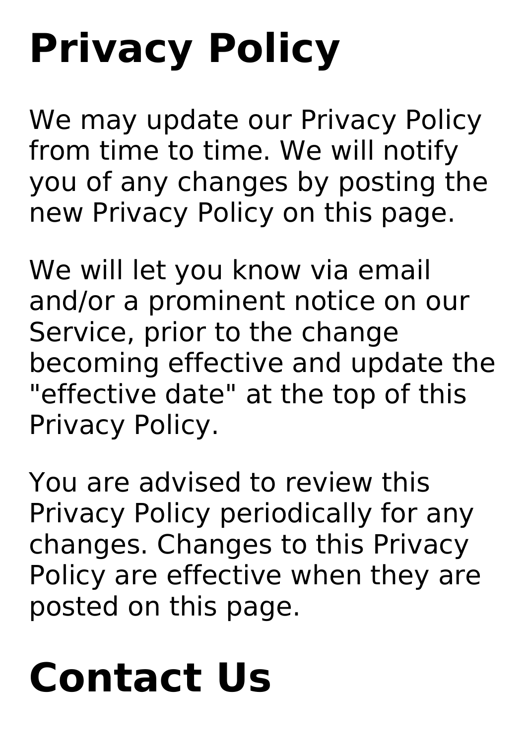# Privacy Policy

We may update our Privacy Policy from time to time. We will notify you of any changes by posting the new Privacy Policy on this page.

We will let you know via email and/or a prominent notice on our Service, prior to the change becoming effective and update the "effective date" at the top of this Privacy Policy.

You are advised to review this Privacy Policy periodically for any changes. Changes to this Privacy Policy are effective when they are posted on this page.

# Contact Us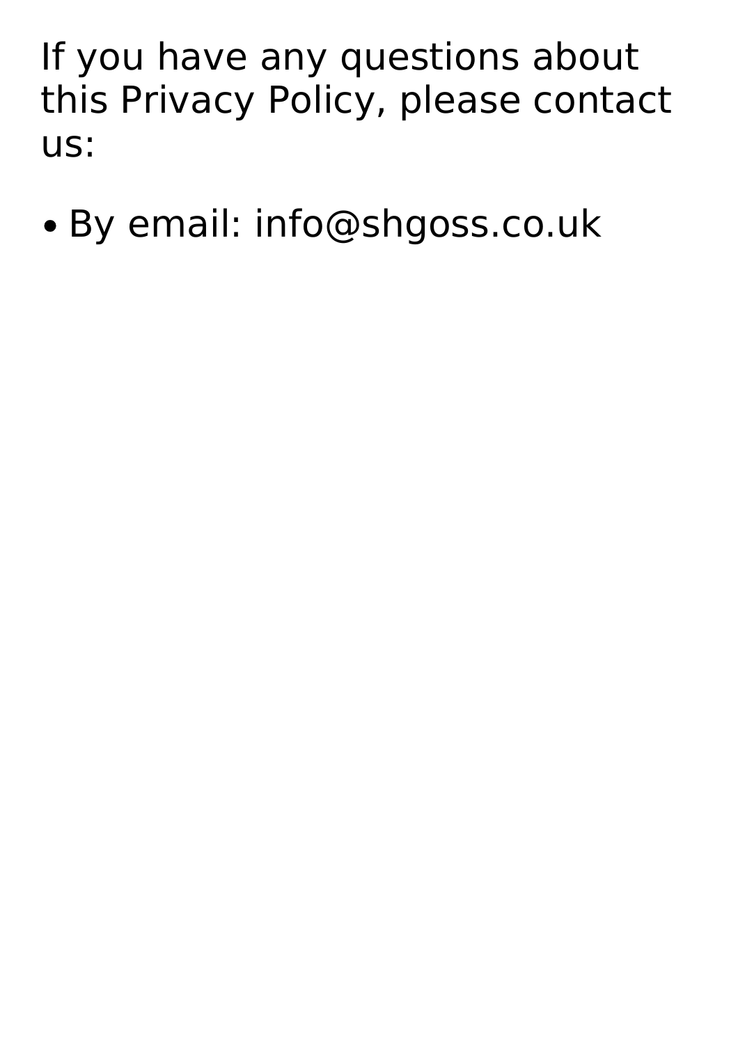If you have any questions about this Privacy Policy, please contact us:

- By email: info@shgoss.co.uk